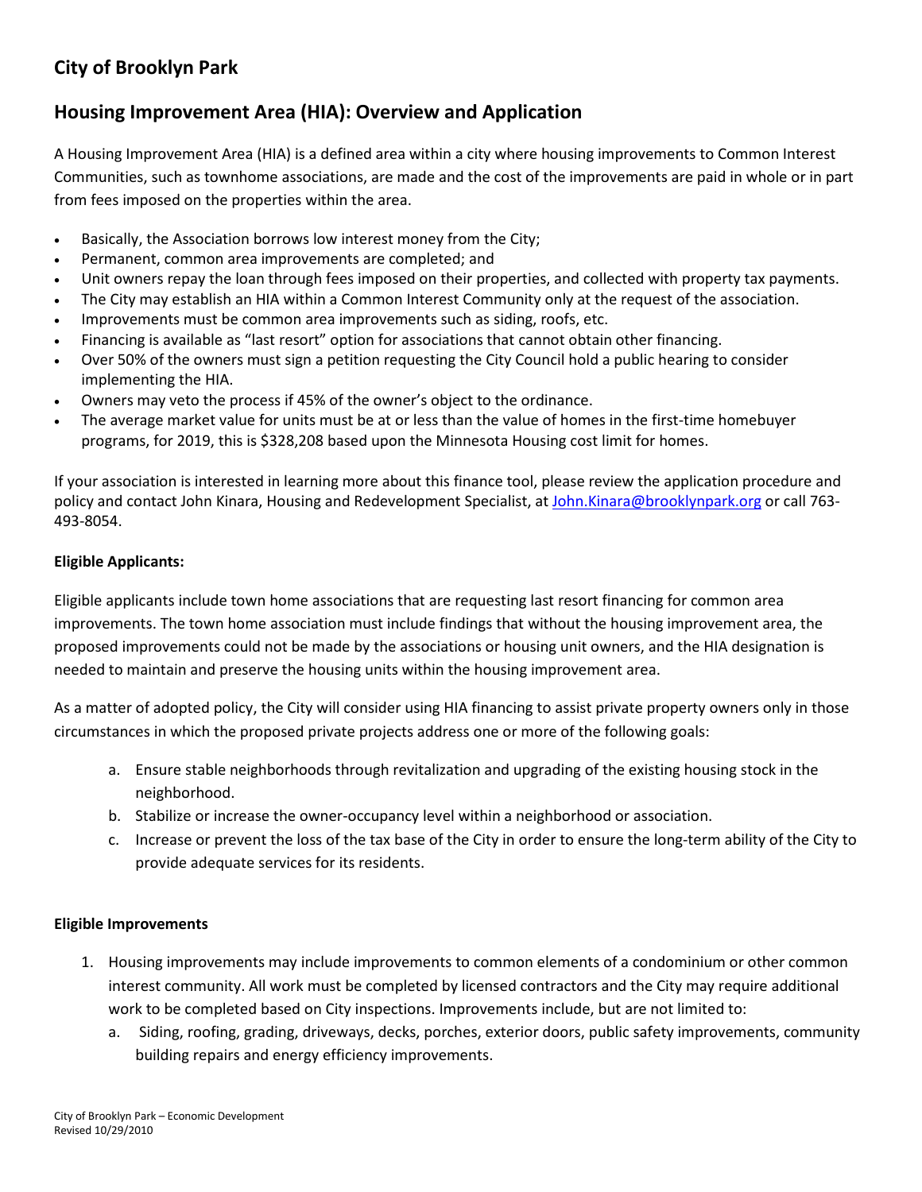## City of Brooklyn Park

## Housing Improvement Area (HIA): Overview and Application

A Housing Improvement Area (HIA) is a defined area within a city where housing improvements to Common Interest Communities, such as townhome associations, are made and the cost of the improvements are paid in whole or in part from fees imposed on the properties within the area.

- Basically, the Association borrows low interest money from the City;
- Permanent, common area improvements are completed; and
- Unit owners repay the loan through fees imposed on their properties, and collected with property tax payments.
- The City may establish an HIA within a Common Interest Community only at the request of the association.
- Improvements must be common area improvements such as siding, roofs, etc.
- Financing is available as "last resort" option for associations that cannot obtain other financing.
- Over 50% of the owners must sign a petition requesting the City Council hold a public hearing to consider implementing the HIA.
- Owners may veto the process if 45% of the owner's object to the ordinance.
- The average market value for units must be at or less than the value of homes in the first-time homebuyer programs, for 2019, this is $328,208 based upon the Minnesota Housing cost limit for homes.

If your association is interested in learning more about this finance tool, please review the application procedure and policy and contact John Kinara, Housing and Redevelopment Specialist, at John.Kinara@brooklynpark.org or call 763-493-8054.

**Eligible Applicants:**

Eligible applicants include town home associations that are requesting last resort financing for common area improvements. The town home association must include findings that without the housing improvement area, the proposed improvements could not be made by the associations or housing unit owners, and the HIA designation is needed to maintain and preserve the housing units within the housing improvement area.

As a matter of adopted policy, the City will consider using HIA financing to assist private property owners only in those circumstances in which the proposed private projects address one or more of the following goals:

a. Ensure stable neighborhoods through revitalization and upgrading of the existing housing stock in the neighborhood.
b. Stabilize or increase the owner-occupancy level within a neighborhood or association.
c. Increase or prevent the loss of the tax base of the City in order to ensure the long-term ability of the City to provide adequate services for its residents.

**Eligible Improvements**

1. Housing improvements may include improvements to common elements of a condominium or other common interest community. All work must be completed by licensed contractors and the City may require additional work to be completed based on City inspections. Improvements include, but are not limited to:
   a. Siding, roofing, grading, driveways, decks, porches, exterior doors, public safety improvements, community building repairs and energy efficiency improvements.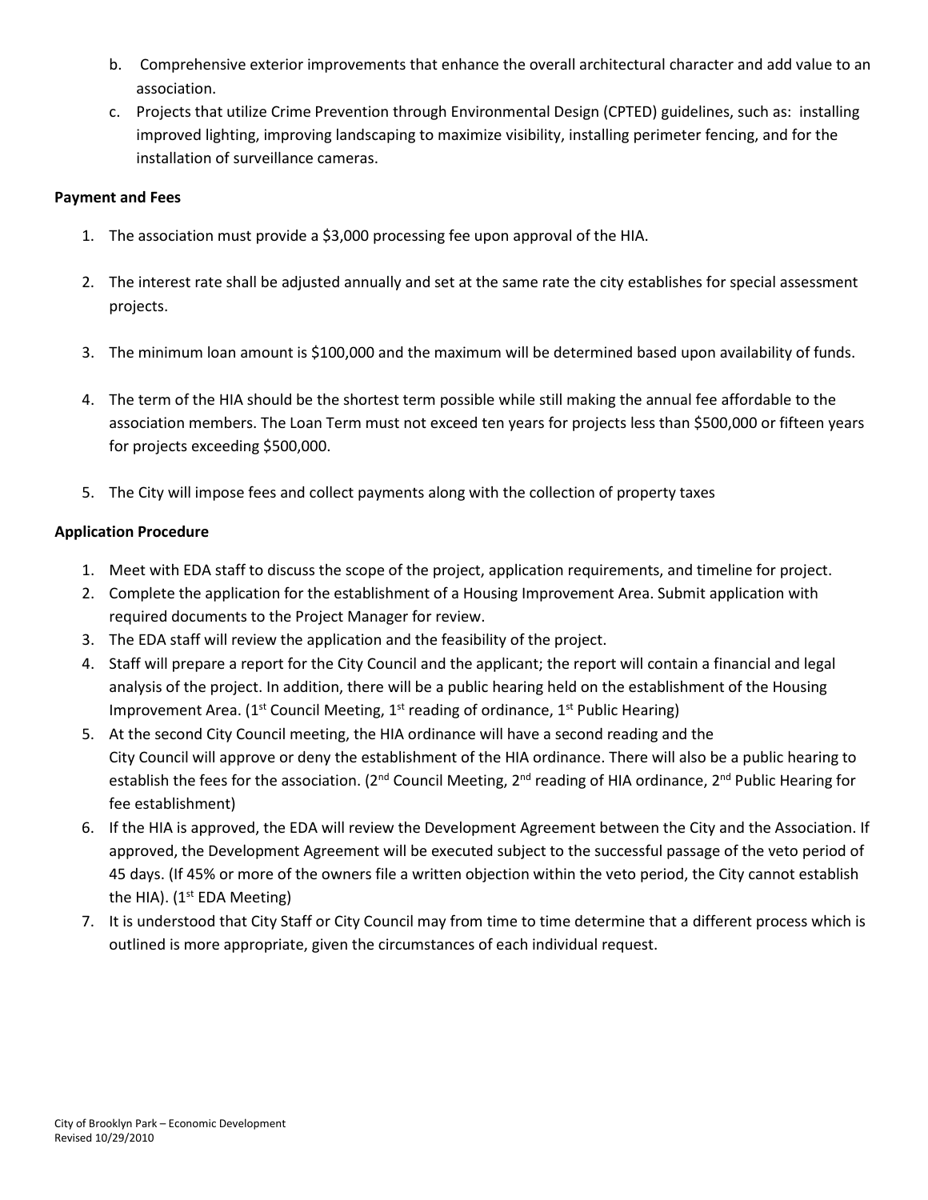b. Comprehensive exterior improvements that enhance the overall architectural character and add value to an association.

c. Projects that utilize Crime Prevention through Environmental Design (CPTED) guidelines, such as: installing improved lighting, improving landscaping to maximize visibility, installing perimeter fencing, and for the installation of surveillance cameras.

**Payment and Fees**

1. The association must provide a $3,000 processing fee upon approval of the HIA.

2. The interest rate shall be adjusted annually and set at the same rate the city establishes for special assessment projects.

3. The minimum loan amount is $100,000 and the maximum will be determined based upon availability of funds.

4. The term of the HIA should be the shortest term possible while still making the annual fee affordable to the association members. The Loan Term must not exceed ten years for projects less than $500,000 or fifteen years for projects exceeding $500,000.

5. The City will impose fees and collect payments along with the collection of property taxes

**Application Procedure**

1. Meet with EDA staff to discuss the scope of the project, application requirements, and timeline for project.
2. Complete the application for the establishment of a Housing Improvement Area. Submit application with required documents to the Project Manager for review.
3. The EDA staff will review the application and the feasibility of the project.
4. Staff will prepare a report for the City Council and the applicant; the report will contain a financial and legal analysis of the project. In addition, there will be a public hearing held on the establishment of the Housing Improvement Area. (1st Council Meeting, 1st reading of ordinance, 1st Public Hearing)
5. At the second City Council meeting, the HIA ordinance will have a second reading and the City Council will approve or deny the establishment of the HIA ordinance. There will also be a public hearing to establish the fees for the association. (2nd Council Meeting, 2nd reading of HIA ordinance, 2nd Public Hearing for fee establishment)
6. If the HIA is approved, the EDA will review the Development Agreement between the City and the Association. If approved, the Development Agreement will be executed subject to the successful passage of the veto period of 45 days. (If 45% or more of the owners file a written objection within the veto period, the City cannot establish the HIA). (1st EDA Meeting)
7. It is understood that City Staff or City Council may from time to time determine that a different process which is outlined is more appropriate, given the circumstances of each individual request.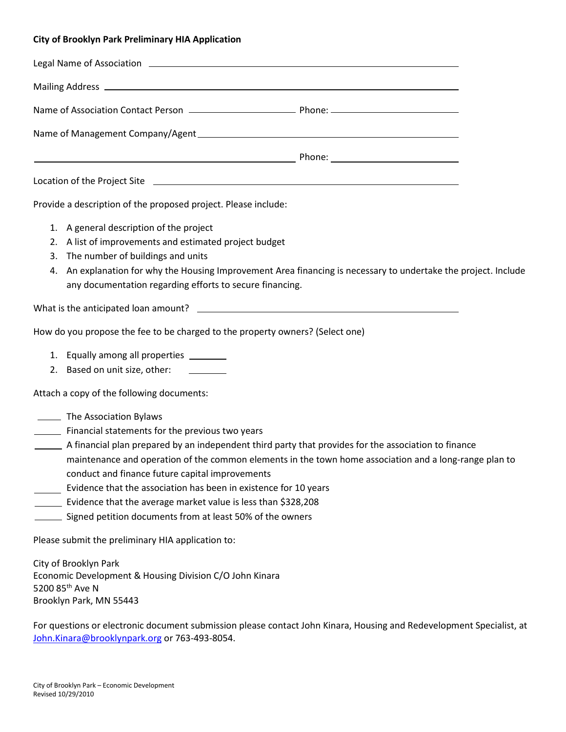**City of Brooklyn Park Preliminary HIA Application**

Legal Name of Association \_\_\_\_\_\_\_\_\_\_\_\_\_\_\_\_\_\_\_\_\_\_\_\_\_\_\_\_\_\_\_\_\_\_\_\_\_\_\_\_\_\_\_\_\_\_\_\_\_\_\_\_

Mailing Address \_\_\_\_\_\_\_\_\_\_\_\_\_\_\_\_\_\_\_\_\_\_\_\_\_\_\_\_\_\_\_\_\_\_\_\_\_\_\_\_\_\_\_\_\_\_\_\_\_\_\_\_\_\_\_\_\_\_

Name of Association Contact Person \_\_\_\_\_\_\_\_\_\_\_\_\_\_\_\_\_\_\_\_ Phone: \_\_\_\_\_\_\_\_\_\_\_\_\_\_\_\_\_\_\_\_

Name of Management Company/Agent \_\_\_\_\_\_\_\_\_\_\_\_\_\_\_\_\_\_\_\_\_\_\_\_\_\_\_\_\_\_\_\_\_\_\_\_\_\_\_\_\_\_\_

\_\_\_\_\_\_\_\_\_\_\_\_\_\_\_\_\_\_\_\_\_\_\_\_\_\_\_\_\_\_\_\_\_\_\_\_\_\_\_\_\_\_\_\_ Phone: \_\_\_\_\_\_\_\_\_\_\_\_\_\_\_\_\_\_\_\_

Location of the Project Site \_\_\_\_\_\_\_\_\_\_\_\_\_\_\_\_\_\_\_\_\_\_\_\_\_\_\_\_\_\_\_\_\_\_\_\_\_\_\_\_\_\_\_\_\_\_\_\_\_\_\_\_

Provide a description of the proposed project. Please include:

1. A general description of the project
2. A list of improvements and estimated project budget
3. The number of buildings and units
4. An explanation for why the Housing Improvement Area financing is necessary to undertake the project. Include any documentation regarding efforts to secure financing.

What is the anticipated loan amount? \_\_\_\_\_\_\_\_\_\_\_\_\_\_\_\_\_\_\_\_\_\_\_\_\_\_\_\_\_\_\_\_\_\_\_\_\_\_\_\_\_\_\_\_\_\_\_\_

How do you propose the fee to be charged to the property owners? (Select one)

1. Equally among all properties \_\_\_\_\_\_\_\_
2. Based on unit size, other: \_\_\_\_\_\_\_\_

Attach a copy of the following documents:

\_\_\_\_\_ The Association Bylaws

\_\_\_\_\_ Financial statements for the previous two years

\_\_\_\_\_ A financial plan prepared by an independent third party that provides for the association to finance maintenance and operation of the common elements in the town home association and a long-range plan to conduct and finance future capital improvements

\_\_\_\_\_ Evidence that the association has been in existence for 10 years

\_\_\_\_\_ Evidence that the average market value is less than $328,208

\_\_\_\_\_ Signed petition documents from at least 50% of the owners

Please submit the preliminary HIA application to:

City of Brooklyn Park  
Economic Development & Housing Division C/O John Kinara  
5200 85th Ave N  
Brooklyn Park, MN 55443

For questions or electronic document submission please contact John Kinara, Housing and Redevelopment Specialist, at John.Kinara@brooklynpark.org or 763-493-8054.

City of Brooklyn Park – Economic Development  
Revised 10/29/2010